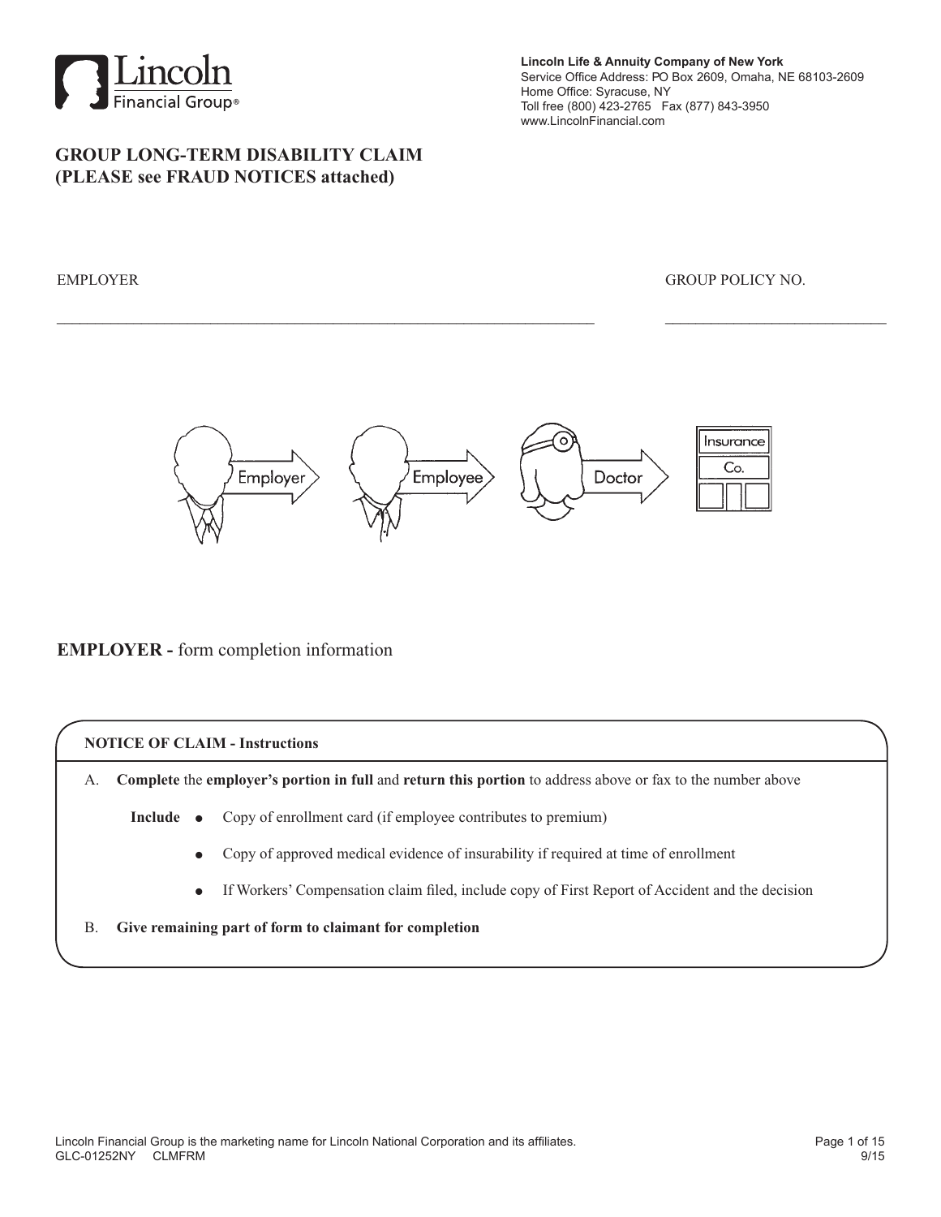Lincoln Financial Group®

**Lincoln Life & Annuity Company of New York**
Service Office Address: PO Box 2609, Omaha, NE 68103-2609
Home Office: Syracuse, NY
Toll free (800) 423-2765 Fax (877) 843-3950
www.LincolnFinancial.com

# GROUP LONG-TERM DISABILITY CLAIM
# (PLEASE see FRAUD NOTICES attached)

EMPLOYER ______________________________________________ GROUP POLICY NO. ______________________

Employer → Employee → Doctor → Insurance Co.

## EMPLOYER - form completion information

**NOTICE OF CLAIM - Instructions**

A. **Complete** the **employer's portion in full** and **return this portion** to address above or fax to the number above

**Include**
- Copy of enrollment card (if employee contributes to premium)
- Copy of approved medical evidence of insurability if required at time of enrollment
- If Workers' Compensation claim filed, include copy of First Report of Accident and the decision

B. **Give remaining part of form to claimant for completion**

Lincoln Financial Group is the marketing name for Lincoln National Corporation and its affiliates.
GLC-01252NY CLMFRM 9/15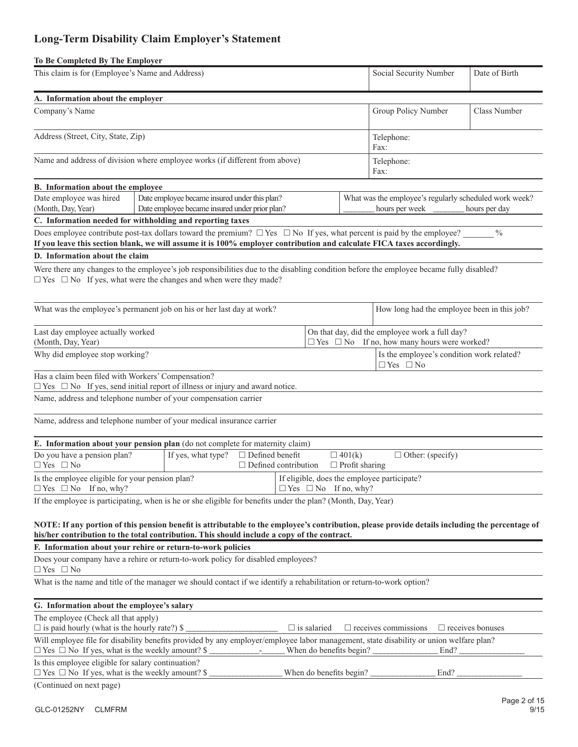# Long-Term Disability Claim Employer's Statement

**To Be Completed By The Employer**

| This claim is for (Employee's Name and Address) | Social Security Number | Date of Birth |
|---|---|---|
| | | |

**A. Information about the employer**

| Company's Name | Group Policy Number | Class Number |
|---|---|---|
| Address (Street, City, State, Zip) | Telephone: Fax: | |
| Name and address of division where employee works (if different from above) | Telephone: Fax: | |

**B. Information about the employee**

| Date employee was hired (Month, Day, Year) | Date employee became insured under this plan? Date employee became insured under prior plan? | What was the employee's regularly scheduled work week? _______ hours per week _______ hours per day |
|---|---|---|

**C. Information needed for withholding and reporting taxes**

Does employee contribute post-tax dollars toward the premium? ☐ Yes ☐ No If yes, what percent is paid by the employee? _______ %

**If you leave this section blank, we will assume it is 100% employer contribution and calculate FICA taxes accordingly.**

**D. Information about the claim**

Were there any changes to the employee's job responsibilities due to the disabling condition before the employee became fully disabled?
☐ Yes ☐ No If yes, what were the changes and when were they made?

| What was the employee's permanent job on his or her last day at work? | How long had the employee been in this job? |
|---|---|
| Last day employee actually worked (Month, Day, Year) | On that day, did the employee work a full day? ☐ Yes ☐ No If no, how many hours were worked? |
| Why did employee stop working? | Is the employee's condition work related? ☐ Yes ☐ No |

Has a claim been filed with Workers' Compensation?
☐ Yes ☐ No If yes, send initial report of illness or injury and award notice.

Name, address and telephone number of your compensation carrier

Name, address and telephone number of your medical insurance carrier

**E. Information about your pension plan** (do not complete for maternity claim)

| Do you have a pension plan? ☐ Yes ☐ No | If yes, what type? ☐ Defined benefit ☐ Defined contribution ☐ 401(k) ☐ Profit sharing ☐ Other: (specify) |
|---|---|
| Is the employee eligible for your pension plan? ☐ Yes ☐ No If no, why? | If eligible, does the employee participate? ☐ Yes ☐ No If no, why? |

If the employee is participating, when is he or she eligible for benefits under the plan? (Month, Day, Year)

**NOTE: If any portion of this pension benefit is attributable to the employee's contribution, please provide details including the percentage of his/her contribution to the total contribution. This should include a copy of the contract.**

**F. Information about your rehire or return-to-work policies**

Does your company have a rehire or return-to-work policy for disabled employees?
☐ Yes ☐ No

What is the name and title of the manager we should contact if we identify a rehabilitation or return-to-work option?

**G. Information about the employee's salary**

The employee (Check all that apply)
☐ is paid hourly (what is the hourly rate?) $ ____________________ ☐ is salaried ☐ receives commissions ☐ receives bonuses

Will employee file for disability benefits provided by any employer/employee labor management, state disability or union welfare plan?
☐ Yes ☐ No If yes, what is the weekly amount? $ ___________-_____ When do benefits begin? _______________ End? _______________

Is this employee eligible for salary continuation?
☐ Yes ☐ No If yes, what is the weekly amount? $ ________________ When do benefits begin? _______________ End? _______________

(Continued on next page)

GLC-01252NY CLMFRM 9/15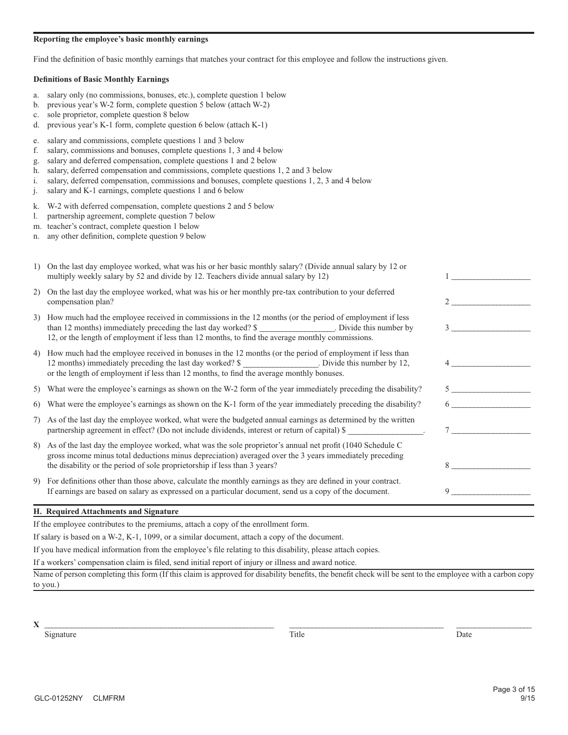**Reporting the employee's basic monthly earnings**

Find the definition of basic monthly earnings that matches your contract for this employee and follow the instructions given.

**Definitions of Basic Monthly Earnings**

a. salary only (no commissions, bonuses, etc.), complete question 1 below
b. previous year's W-2 form, complete question 5 below (attach W-2)
c. sole proprietor, complete question 8 below
d. previous year's K-1 form, complete question 6 below (attach K-1)

e. salary and commissions, complete questions 1 and 3 below
f. salary, commissions and bonuses, complete questions 1, 3 and 4 below
g. salary and deferred compensation, complete questions 1 and 2 below
h. salary, deferred compensation and commissions, complete questions 1, 2 and 3 below
i. salary, deferred compensation, commissions and bonuses, complete questions 1, 2, 3 and 4 below
j. salary and K-1 earnings, complete questions 1 and 6 below

k. W-2 with deferred compensation, complete questions 2 and 5 below
l. partnership agreement, complete question 7 below
m. teacher's contract, complete question 1 below
n. any other definition, complete question 9 below

1) On the last day employee worked, what was his or her basic monthly salary? (Divide annual salary by 12 or multiply weekly salary by 52 and divide by 12. Teachers divide annual salary by 12) 1 ___________________

2) On the last day the employee worked, what was his or her monthly pre-tax contribution to your deferred compensation plan? 2 ___________________

3) How much had the employee received in commissions in the 12 months (or the period of employment if less than 12 months) immediately preceding the last day worked? $ _________________. Divide this number by 12, or the length of employment if less than 12 months, to find the average monthly commissions. 3 ___________________

4) How much had the employee received in bonuses in the 12 months (or the period of employment if less than 12 months) immediately preceding the last day worked? $ _________________. Divide this number by 12, or the length of employment if less than 12 months, to find the average monthly bonuses. 4 ___________________

5) What were the employee's earnings as shown on the W-2 form of the year immediately preceding the disability? 5 ___________________

6) What were the employee's earnings as shown on the K-1 form of the year immediately preceding the disability? 6 ___________________

7) As of the last day the employee worked, what were the budgeted annual earnings as determined by the written partnership agreement in effect? (Do not include dividends, interest or return of capital) $ _________________. 7 ___________________

8) As of the last day the employee worked, what was the sole proprietor's annual net profit (1040 Schedule C gross income minus total deductions minus depreciation) averaged over the 3 years immediately preceding the disability or the period of sole proprietorship if less than 3 years? 8 ___________________

9) For definitions other than those above, calculate the monthly earnings as they are defined in your contract. If earnings are based on salary as expressed on a particular document, send us a copy of the document. 9 ___________________

## H. Required Attachments and Signature

If the employee contributes to the premiums, attach a copy of the enrollment form.

If salary is based on a W-2, K-1, 1099, or a similar document, attach a copy of the document.

If you have medical information from the employee's file relating to this disability, please attach copies.

If a workers' compensation claim is filed, send initial report of injury or illness and award notice.

Name of person completing this form (If this claim is approved for disability benefits, the benefit check will be sent to the employee with a carbon copy to you.)

X ________________________________________ ________________________________ ________________

Signature Title Date

GLC-01252NY CLMFRM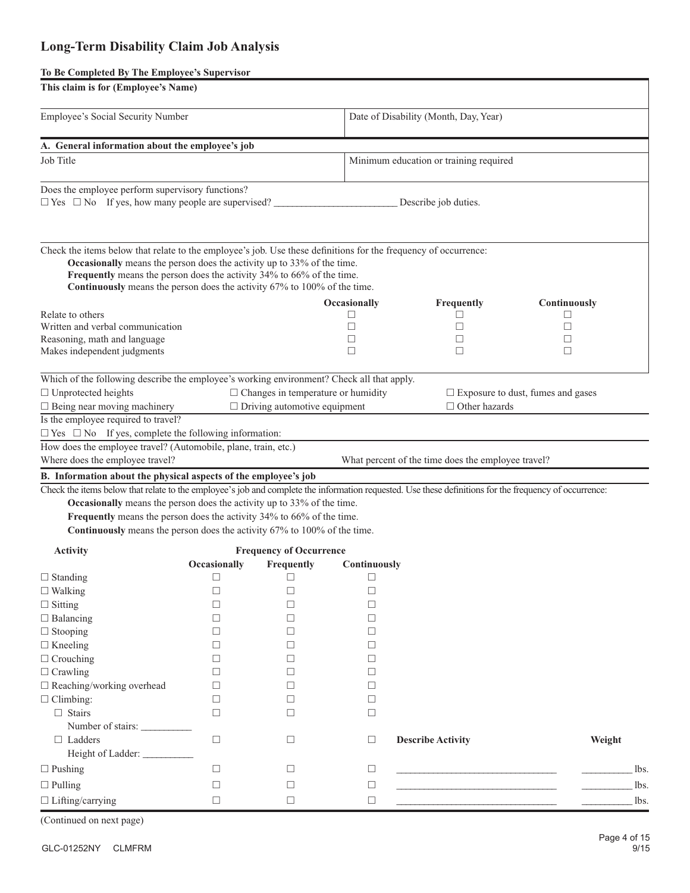# Long-Term Disability Claim Job Analysis

**To Be Completed By The Employee's Supervisor**

**This claim is for (Employee's Name)**

| Employee's Social Security Number | Date of Disability (Month, Day, Year) |
|---|---|
| | |

## A. General information about the employee's job

| Job Title | Minimum education or training required |
|---|---|
| | |

Does the employee perform supervisory functions?
☐ Yes ☐ No If yes, how many people are supervised? ________________________ Describe job duties.

Check the items below that relate to the employee's job. Use these definitions for the frequency of occurrence:

- **Occasionally** means the person does the activity up to 33% of the time.
- **Frequently** means the person does the activity 34% to 66% of the time.
- **Continuously** means the person does the activity 67% to 100% of the time.

| | Occasionally | Frequently | Continuously |
|---|---|---|---|
| Relate to others | ☐ | ☐ | ☐ |
| Written and verbal communication | ☐ | ☐ | ☐ |
| Reasoning, math and language | ☐ | ☐ | ☐ |
| Makes independent judgments | ☐ | ☐ | ☐ |

Which of the following describe the employee's working environment? Check all that apply.

☐ Unprotected heights ☐ Changes in temperature or humidity ☐ Exposure to dust, fumes and gases
☐ Being near moving machinery ☐ Driving automotive equipment ☐ Other hazards

Is the employee required to travel?
☐ Yes ☐ No If yes, complete the following information:

How does the employee travel? (Automobile, plane, train, etc.)

Where does the employee travel? What percent of the time does the employee travel?

## B. Information about the physical aspects of the employee's job

Check the items below that relate to the employee's job and complete the information requested. Use these definitions for the frequency of occurrence:

- **Occasionally** means the person does the activity up to 33% of the time.
- **Frequently** means the person does the activity 34% to 66% of the time.
- **Continuously** means the person does the activity 67% to 100% of the time.

| Activity | Frequency of Occurrence | | | | |
|---|---|---|---|---|---|
| | Occasionally | Frequently | Continuously | | |
| ☐ Standing | ☐ | ☐ | ☐ | | |
| ☐ Walking | ☐ | ☐ | ☐ | | |
| ☐ Sitting | ☐ | ☐ | ☐ | | |
| ☐ Balancing | ☐ | ☐ | ☐ | | |
| ☐ Stooping | ☐ | ☐ | ☐ | | |
| ☐ Kneeling | ☐ | ☐ | ☐ | | |
| ☐ Crouching | ☐ | ☐ | ☐ | | |
| ☐ Crawling | ☐ | ☐ | ☐ | | |
| ☐ Reaching/working overhead | ☐ | ☐ | ☐ | | |
| ☐ Climbing: | ☐ | ☐ | ☐ | | |
| ☐ Stairs<br>Number of stairs: __________ | ☐ | ☐ | ☐ | | |
| ☐ Ladders<br>Height of Ladder: __________ | ☐ | ☐ | ☐ | **Describe Activity** | **Weight** |
| ☐ Pushing | ☐ | ☐ | ☐ | ________________________________ | __________ lbs. |
| ☐ Pulling | ☐ | ☐ | ☐ | ________________________________ | __________ lbs. |
| ☐ Lifting/carrying | ☐ | ☐ | ☐ | ________________________________ | __________ lbs. |

(Continued on next page)

GLC-01252NY CLMFRM

9/15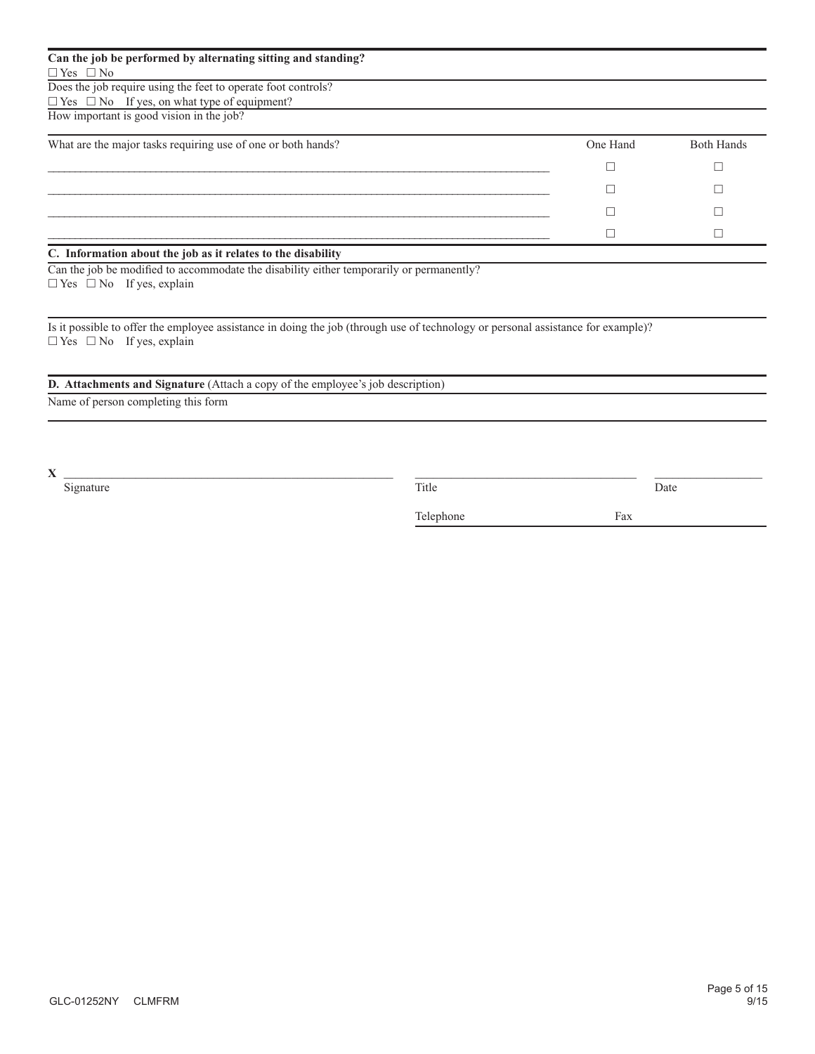**Can the job be performed by alternating sitting and standing?**
☐ Yes ☐ No

Does the job require using the feet to operate foot controls?
☐ Yes ☐ No If yes, on what type of equipment?

How important is good vision in the job?

| What are the major tasks requiring use of one or both hands? | One Hand | Both Hands |
|---|---|---|
| ______________________________ | ☐ | ☐ |
| ______________________________ | ☐ | ☐ |
| ______________________________ | ☐ | ☐ |
| ______________________________ | ☐ | ☐ |

## C. Information about the job as it relates to the disability

Can the job be modified to accommodate the disability either temporarily or permanently?
☐ Yes ☐ No If yes, explain

Is it possible to offer the employee assistance in doing the job (through use of technology or personal assistance for example)?
☐ Yes ☐ No If yes, explain

## D. Attachments and Signature (Attach a copy of the employee's job description)

Name of person completing this form

**X** ______________________________ ______________________________ ______________
Signature Title Date

Telephone Fax

GLC-01252NY CLMFRM 9/15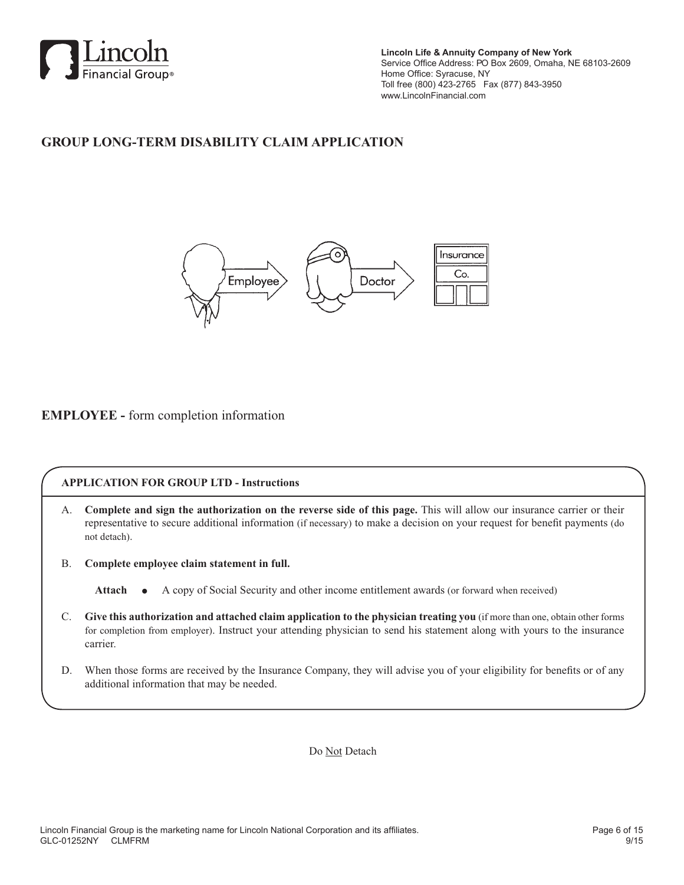**Lincoln Life & Annuity Company of New York**
Service Office Address: PO Box 2609, Omaha, NE 68103-2609
Home Office: Syracuse, NY
Toll free (800) 423-2765 Fax (877) 843-3950
www.LincolnFinancial.com

# GROUP LONG-TERM DISABILITY CLAIM APPLICATION

## EMPLOYEE - form completion information

### APPLICATION FOR GROUP LTD - Instructions

A. **Complete and sign the authorization on the reverse side of this page.** This will allow our insurance carrier or their representative to secure additional information (if necessary) to make a decision on your request for benefit payments (do not detach).

B. **Complete employee claim statement in full.**

   **Attach** • A copy of Social Security and other income entitlement awards (or forward when received)

C. **Give this authorization and attached claim application to the physician treating you** (if more than one, obtain other forms for completion from employer). Instruct your attending physician to send his statement along with yours to the insurance carrier.

D. When those forms are received by the Insurance Company, they will advise you of your eligibility for benefits or of any additional information that may be needed.

Do Not Detach

Lincoln Financial Group is the marketing name for Lincoln National Corporation and its affiliates.
GLC-01252NY CLMFRM 9/15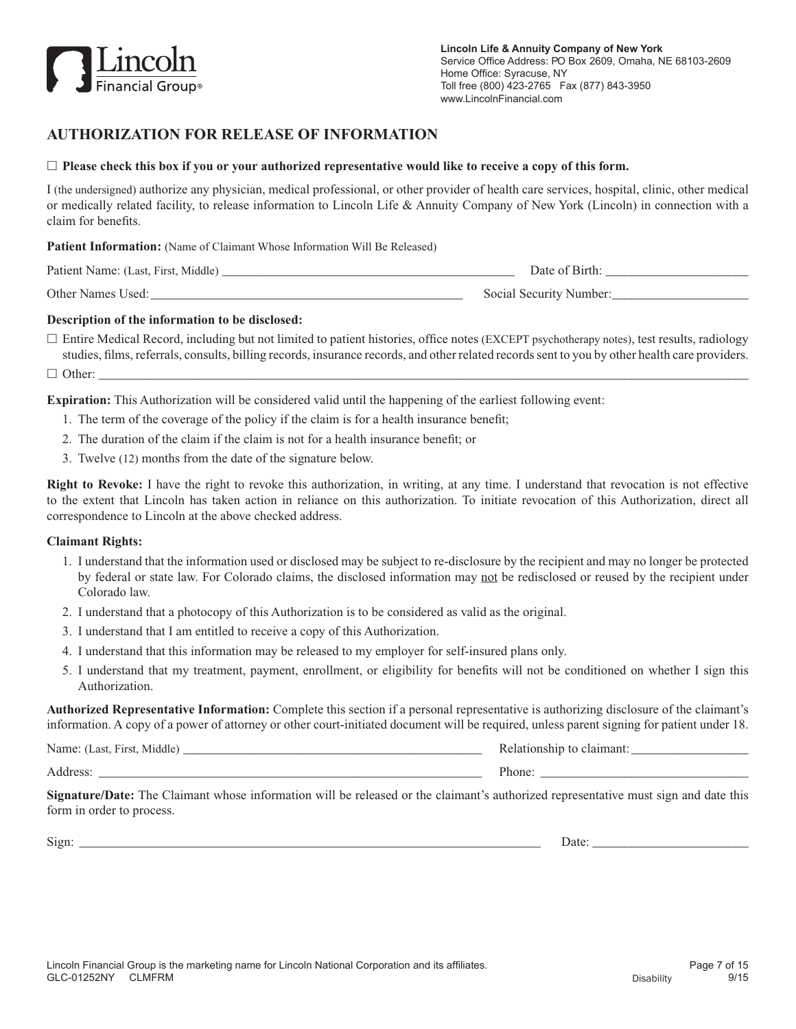Lincoln Financial Group®

**Lincoln Life & Annuity Company of New York**
Service Office Address: PO Box 2609, Omaha, NE 68103-2609
Home Office: Syracuse, NY
Toll free (800) 423-2765 Fax (877) 843-3950
www.LincolnFinancial.com

## AUTHORIZATION FOR RELEASE OF INFORMATION

☐ **Please check this box if you or your authorized representative would like to receive a copy of this form.**

I (the undersigned) authorize any physician, medical professional, or other provider of health care services, hospital, clinic, other medical or medically related facility, to release information to Lincoln Life & Annuity Company of New York (Lincoln) in connection with a claim for benefits.

**Patient Information:** (Name of Claimant Whose Information Will Be Released)

Patient Name: (Last, First, Middle) ______________________________ Date of Birth: ______________

Other Names Used: ______________________________ Social Security Number: ______________

**Description of the information to be disclosed:**

☐ Entire Medical Record, including but not limited to patient histories, office notes (EXCEPT psychotherapy notes), test results, radiology studies, films, referrals, consults, billing records, insurance records, and other related records sent to you by other health care providers.

☐ Other: ______________________________

**Expiration:** This Authorization will be considered valid until the happening of the earliest following event:

1. The term of the coverage of the policy if the claim is for a health insurance benefit;
2. The duration of the claim if the claim is not for a health insurance benefit; or
3. Twelve (12) months from the date of the signature below.

**Right to Revoke:** I have the right to revoke this authorization, in writing, at any time. I understand that revocation is not effective to the extent that Lincoln has taken action in reliance on this authorization. To initiate revocation of this Authorization, direct all correspondence to Lincoln at the above checked address.

**Claimant Rights:**

1. I understand that the information used or disclosed may be subject to re-disclosure by the recipient and may no longer be protected by federal or state law. For Colorado claims, the disclosed information may not be redisclosed or reused by the recipient under Colorado law.
2. I understand that a photocopy of this Authorization is to be considered as valid as the original.
3. I understand that I am entitled to receive a copy of this Authorization.
4. I understand that this information may be released to my employer for self-insured plans only.
5. I understand that my treatment, payment, enrollment, or eligibility for benefits will not be conditioned on whether I sign this Authorization.

**Authorized Representative Information:** Complete this section if a personal representative is authorizing disclosure of the claimant's information. A copy of a power of attorney or other court-initiated document will be required, unless parent signing for patient under 18.

Name: (Last, First, Middle) ______________________________ Relationship to claimant: ______________

Address: ______________________________ Phone: ______________

**Signature/Date:** The Claimant whose information will be released or the claimant's authorized representative must sign and date this form in order to process.

Sign: ______________________________ Date: ______________

Lincoln Financial Group is the marketing name for Lincoln National Corporation and its affiliates.
GLC-01252NY CLMFRM Disability 9/15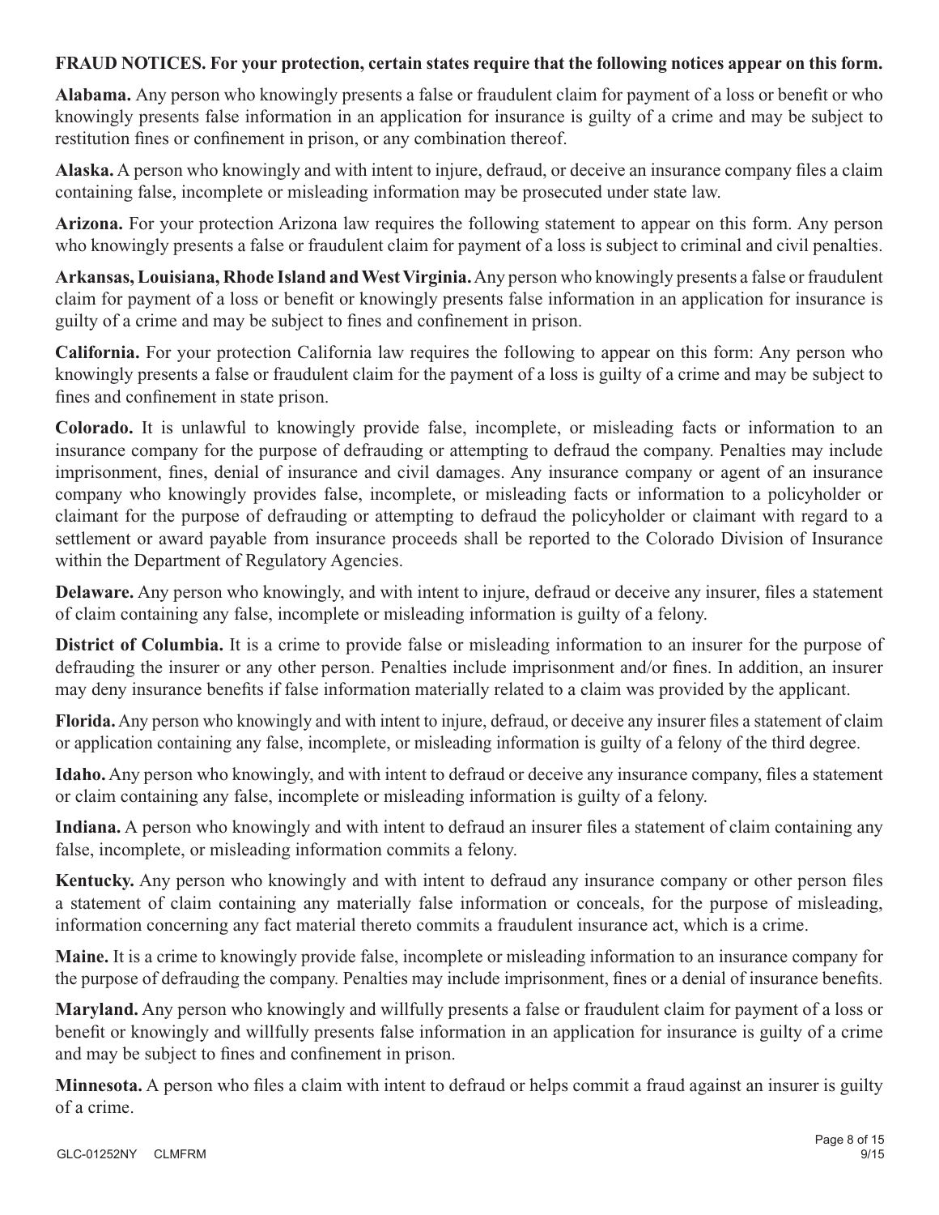**FRAUD NOTICES. For your protection, certain states require that the following notices appear on this form.**

**Alabama.** Any person who knowingly presents a false or fraudulent claim for payment of a loss or benefit or who knowingly presents false information in an application for insurance is guilty of a crime and may be subject to restitution fines or confinement in prison, or any combination thereof.

**Alaska.** A person who knowingly and with intent to injure, defraud, or deceive an insurance company files a claim containing false, incomplete or misleading information may be prosecuted under state law.

**Arizona.** For your protection Arizona law requires the following statement to appear on this form. Any person who knowingly presents a false or fraudulent claim for payment of a loss is subject to criminal and civil penalties.

**Arkansas, Louisiana, Rhode Island and West Virginia.** Any person who knowingly presents a false or fraudulent claim for payment of a loss or benefit or knowingly presents false information in an application for insurance is guilty of a crime and may be subject to fines and confinement in prison.

**California.** For your protection California law requires the following to appear on this form: Any person who knowingly presents a false or fraudulent claim for the payment of a loss is guilty of a crime and may be subject to fines and confinement in state prison.

**Colorado.** It is unlawful to knowingly provide false, incomplete, or misleading facts or information to an insurance company for the purpose of defrauding or attempting to defraud the company. Penalties may include imprisonment, fines, denial of insurance and civil damages. Any insurance company or agent of an insurance company who knowingly provides false, incomplete, or misleading facts or information to a policyholder or claimant for the purpose of defrauding or attempting to defraud the policyholder or claimant with regard to a settlement or award payable from insurance proceeds shall be reported to the Colorado Division of Insurance within the Department of Regulatory Agencies.

**Delaware.** Any person who knowingly, and with intent to injure, defraud or deceive any insurer, files a statement of claim containing any false, incomplete or misleading information is guilty of a felony.

**District of Columbia.** It is a crime to provide false or misleading information to an insurer for the purpose of defrauding the insurer or any other person. Penalties include imprisonment and/or fines. In addition, an insurer may deny insurance benefits if false information materially related to a claim was provided by the applicant.

**Florida.** Any person who knowingly and with intent to injure, defraud, or deceive any insurer files a statement of claim or application containing any false, incomplete, or misleading information is guilty of a felony of the third degree.

**Idaho.** Any person who knowingly, and with intent to defraud or deceive any insurance company, files a statement or claim containing any false, incomplete or misleading information is guilty of a felony.

**Indiana.** A person who knowingly and with intent to defraud an insurer files a statement of claim containing any false, incomplete, or misleading information commits a felony.

**Kentucky.** Any person who knowingly and with intent to defraud any insurance company or other person files a statement of claim containing any materially false information or conceals, for the purpose of misleading, information concerning any fact material thereto commits a fraudulent insurance act, which is a crime.

**Maine.** It is a crime to knowingly provide false, incomplete or misleading information to an insurance company for the purpose of defrauding the company. Penalties may include imprisonment, fines or a denial of insurance benefits.

**Maryland.** Any person who knowingly and willfully presents a false or fraudulent claim for payment of a loss or benefit or knowingly and willfully presents false information in an application for insurance is guilty of a crime and may be subject to fines and confinement in prison.

**Minnesota.** A person who files a claim with intent to defraud or helps commit a fraud against an insurer is guilty of a crime.

GLC-01252NY CLMFRM 9/15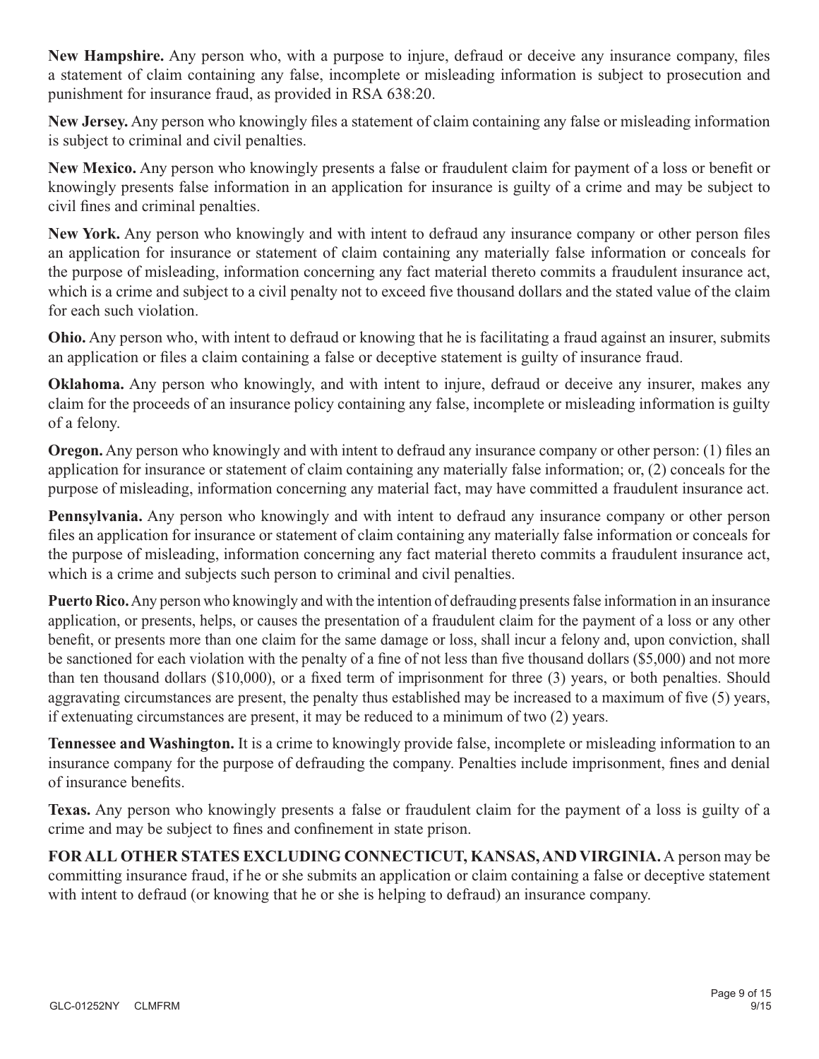**New Hampshire.** Any person who, with a purpose to injure, defraud or deceive any insurance company, files a statement of claim containing any false, incomplete or misleading information is subject to prosecution and punishment for insurance fraud, as provided in RSA 638:20.

**New Jersey.** Any person who knowingly files a statement of claim containing any false or misleading information is subject to criminal and civil penalties.

**New Mexico.** Any person who knowingly presents a false or fraudulent claim for payment of a loss or benefit or knowingly presents false information in an application for insurance is guilty of a crime and may be subject to civil fines and criminal penalties.

**New York.** Any person who knowingly and with intent to defraud any insurance company or other person files an application for insurance or statement of claim containing any materially false information or conceals for the purpose of misleading, information concerning any fact material thereto commits a fraudulent insurance act, which is a crime and subject to a civil penalty not to exceed five thousand dollars and the stated value of the claim for each such violation.

**Ohio.** Any person who, with intent to defraud or knowing that he is facilitating a fraud against an insurer, submits an application or files a claim containing a false or deceptive statement is guilty of insurance fraud.

**Oklahoma.** Any person who knowingly, and with intent to injure, defraud or deceive any insurer, makes any claim for the proceeds of an insurance policy containing any false, incomplete or misleading information is guilty of a felony.

**Oregon.** Any person who knowingly and with intent to defraud any insurance company or other person: (1) files an application for insurance or statement of claim containing any materially false information; or, (2) conceals for the purpose of misleading, information concerning any material fact, may have committed a fraudulent insurance act.

**Pennsylvania.** Any person who knowingly and with intent to defraud any insurance company or other person files an application for insurance or statement of claim containing any materially false information or conceals for the purpose of misleading, information concerning any fact material thereto commits a fraudulent insurance act, which is a crime and subjects such person to criminal and civil penalties.

**Puerto Rico.** Any person who knowingly and with the intention of defrauding presents false information in an insurance application, or presents, helps, or causes the presentation of a fraudulent claim for the payment of a loss or any other benefit, or presents more than one claim for the same damage or loss, shall incur a felony and, upon conviction, shall be sanctioned for each violation with the penalty of a fine of not less than five thousand dollars ($5,000) and not more than ten thousand dollars ($10,000), or a fixed term of imprisonment for three (3) years, or both penalties. Should aggravating circumstances are present, the penalty thus established may be increased to a maximum of five (5) years, if extenuating circumstances are present, it may be reduced to a minimum of two (2) years.

**Tennessee and Washington.** It is a crime to knowingly provide false, incomplete or misleading information to an insurance company for the purpose of defrauding the company. Penalties include imprisonment, fines and denial of insurance benefits.

**Texas.** Any person who knowingly presents a false or fraudulent claim for the payment of a loss is guilty of a crime and may be subject to fines and confinement in state prison.

**FOR ALL OTHER STATES EXCLUDING CONNECTICUT, KANSAS, AND VIRGINIA.** A person may be committing insurance fraud, if he or she submits an application or claim containing a false or deceptive statement with intent to defraud (or knowing that he or she is helping to defraud) an insurance company.

GLC-01252NY CLMFRM 9/15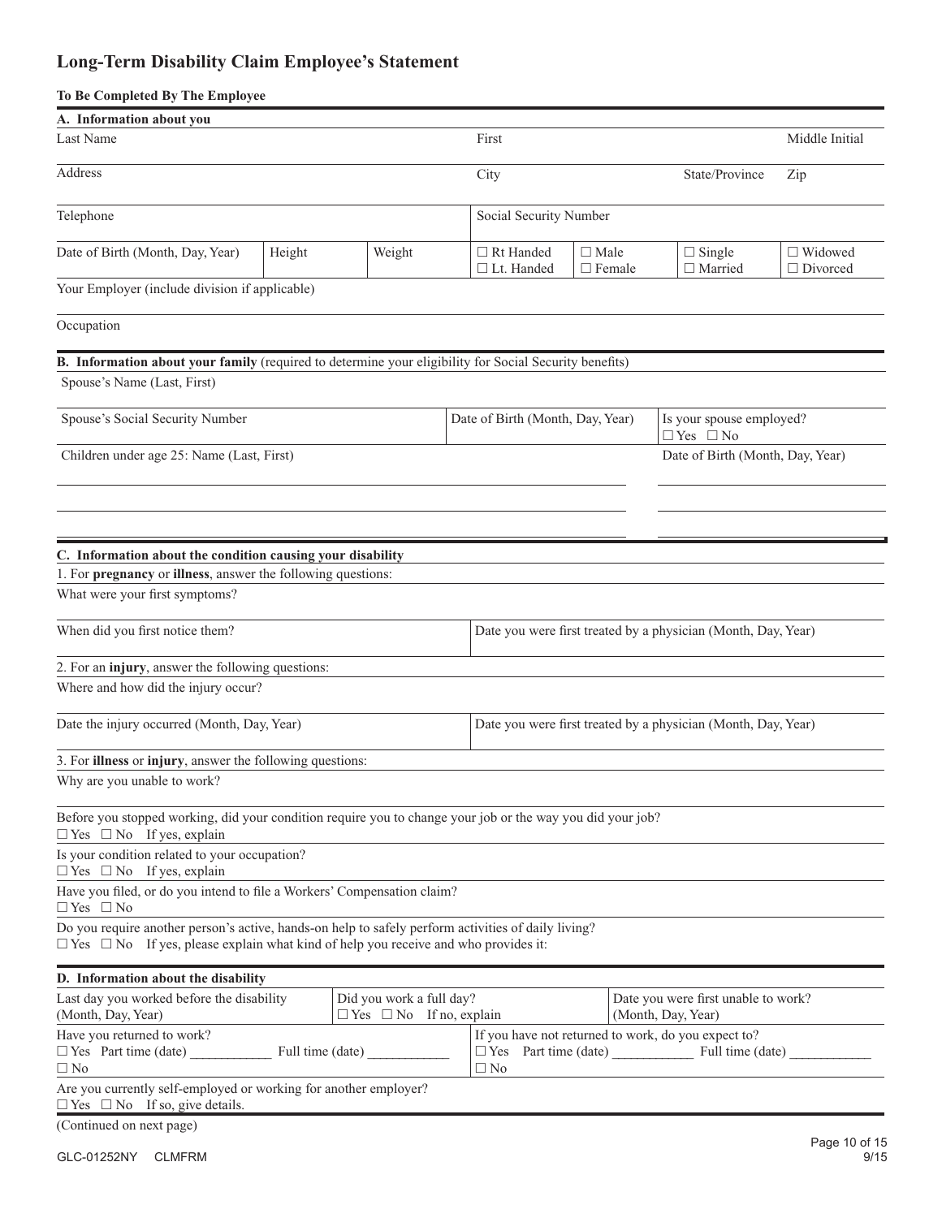# Long-Term Disability Claim Employee's Statement

**To Be Completed By The Employee**

## A. Information about you

| Last Name | | | First | | | Middle Initial |
|---|---|---|---|---|---|---|
| Address | | | City | | State/Province | Zip |
| Telephone | | | Social Security Number | | | |
| Date of Birth (Month, Day, Year) | Height | Weight | ☐ Rt Handed ☐ Lt. Handed | ☐ Male ☐ Female | ☐ Single ☐ Married | ☐ Widowed ☐ Divorced |

Your Employer (include division if applicable)

Occupation

## B. Information about your family (required to determine your eligibility for Social Security benefits)

Spouse's Name (Last, First)

| Spouse's Social Security Number | Date of Birth (Month, Day, Year) | Is your spouse employed? ☐ Yes ☐ No |
|---|---|---|

| Children under age 25: Name (Last, First) | Date of Birth (Month, Day, Year) |
|---|---|
| | |
| | |
| | |

## C. Information about the condition causing your disability

1. For **pregnancy** or **illness**, answer the following questions:

What were your first symptoms?

| When did you first notice them? | Date you were first treated by a physician (Month, Day, Year) |
|---|---|

2. For an **injury**, answer the following questions:

Where and how did the injury occur?

| Date the injury occurred (Month, Day, Year) | Date you were first treated by a physician (Month, Day, Year) |
|---|---|

3. For **illness** or **injury**, answer the following questions:

Why are you unable to work?

Before you stopped working, did your condition require you to change your job or the way you did your job?
☐ Yes ☐ No If yes, explain

Is your condition related to your occupation?
☐ Yes ☐ No If yes, explain

Have you filed, or do you intend to file a Workers' Compensation claim?
☐ Yes ☐ No

Do you require another person's active, hands-on help to safely perform activities of daily living?
☐ Yes ☐ No If yes, please explain what kind of help you receive and who provides it:

## D. Information about the disability

| Last day you worked before the disability (Month, Day, Year) | Did you work a full day? ☐ Yes ☐ No If no, explain | Date you were first unable to work? (Month, Day, Year) |
|---|---|---|

| Have you returned to work? | If you have not returned to work, do you expect to? |
|---|---|
| ☐ Yes Part time (date) ___________ Full time (date) ___________ ☐ No | ☐ Yes Part time (date) ___________ Full time (date) ___________ ☐ No |

Are you currently self-employed or working for another employer?
☐ Yes ☐ No If so, give details.

(Continued on next page)

GLC-01252NY CLMFRM 9/15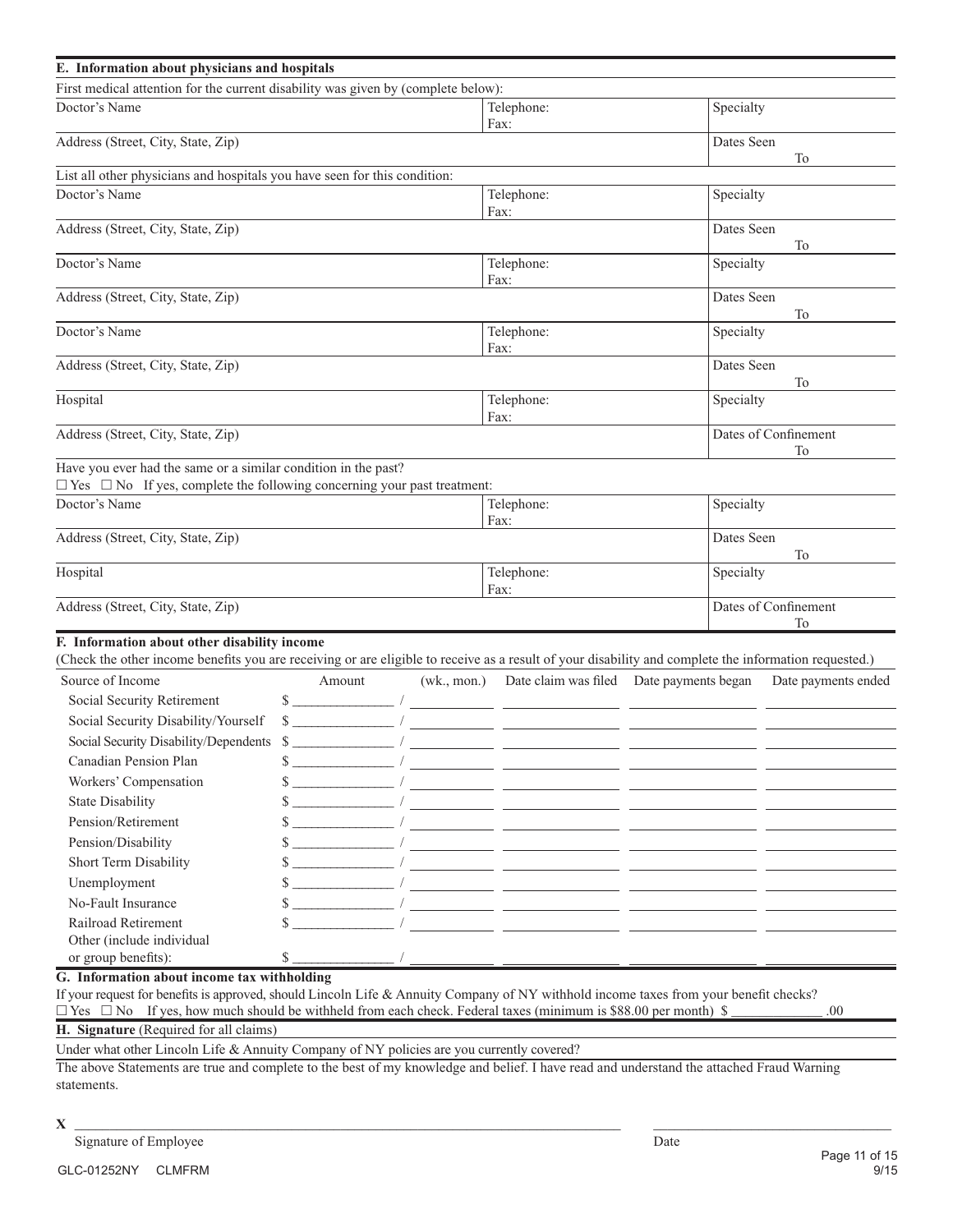## E. Information about physicians and hospitals

First medical attention for the current disability was given by (complete below):

| Doctor's Name | Telephone: Fax: | Specialty |
|---|---|---|
| Address (Street, City, State, Zip) | | Dates Seen To |

List all other physicians and hospitals you have seen for this condition:

| Doctor's Name | Telephone: Fax: | Specialty |
|---|---|---|
| Address (Street, City, State, Zip) | | Dates Seen To |
| Doctor's Name | Telephone: Fax: | Specialty |
| Address (Street, City, State, Zip) | | Dates Seen To |
| Doctor's Name | Telephone: Fax: | Specialty |
| Address (Street, City, State, Zip) | | Dates Seen To |
| Hospital | Telephone: Fax: | Specialty |
| Address (Street, City, State, Zip) | | Dates of Confinement To |

Have you ever had the same or a similar condition in the past?
☐ Yes ☐ No If yes, complete the following concerning your past treatment:

| Doctor's Name | Telephone: Fax: | Specialty |
|---|---|---|
| Address (Street, City, State, Zip) | | Dates Seen To |
| Hospital | Telephone: Fax: | Specialty |
| Address (Street, City, State, Zip) | | Dates of Confinement To |

## F. Information about other disability income

(Check the other income benefits you are receiving or are eligible to receive as a result of your disability and complete the information requested.)

| Source of Income | Amount | (wk., mon.) | Date claim was filed | Date payments began | Date payments ended |
|---|---|---|---|---|---|
| Social Security Retirement | $ ______ | / ______ | ______ | ______ | ______ |
| Social Security Disability/Yourself | $ ______ | / ______ | ______ | ______ | ______ |
| Social Security Disability/Dependents | $ ______ | / ______ | ______ | ______ | ______ |
| Canadian Pension Plan | $ ______ | / ______ | ______ | ______ | ______ |
| Workers' Compensation | $ ______ | / ______ | ______ | ______ | ______ |
| State Disability | $ ______ | / ______ | ______ | ______ | ______ |
| Pension/Retirement | $ ______ | / ______ | ______ | ______ | ______ |
| Pension/Disability | $ ______ | / ______ | ______ | ______ | ______ |
| Short Term Disability | $ ______ | / ______ | ______ | ______ | ______ |
| Unemployment | $ ______ | / ______ | ______ | ______ | ______ |
| No-Fault Insurance | $ ______ | / ______ | ______ | ______ | ______ |
| Railroad Retirement | $ ______ | / ______ | ______ | ______ | ______ |
| Other (include individual or group benefits): | $ ______ | / ______ | ______ | ______ | ______ |

## G. Information about income tax withholding

If your request for benefits is approved, should Lincoln Life & Annuity Company of NY withhold income taxes from your benefit checks?
☐ Yes ☐ No If yes, how much should be withheld from each check. Federal taxes (minimum is $88.00 per month) $ ____________ .00

## H. Signature (Required for all claims)

Under what other Lincoln Life & Annuity Company of NY policies are you currently covered?

The above Statements are true and complete to the best of my knowledge and belief. I have read and understand the attached Fraud Warning statements.

**X** ______________________________________________ ____________________

Signature of Employee Date

GLC-01252NY CLMFRM 9/15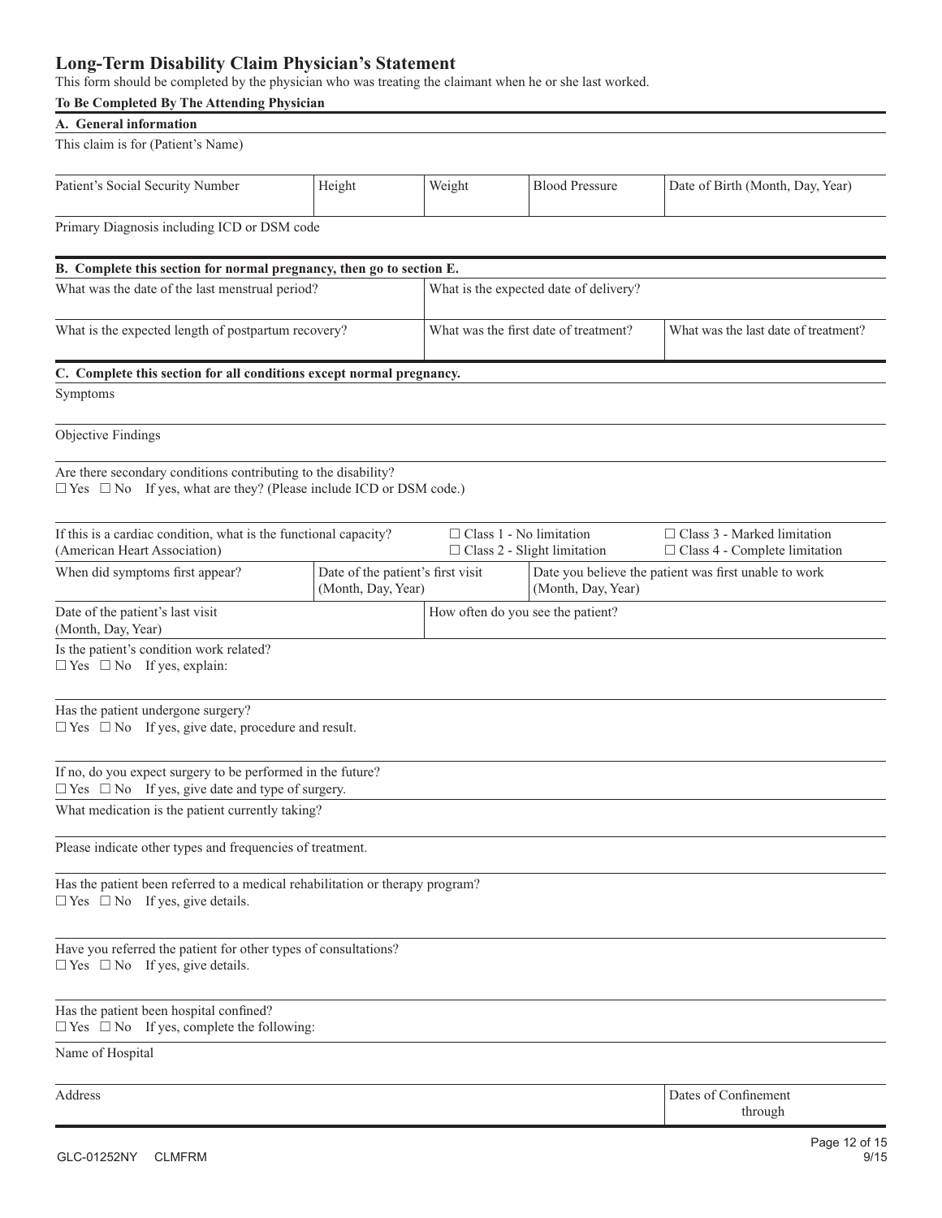# Long-Term Disability Claim Physician's Statement

This form should be completed by the physician who was treating the claimant when he or she last worked.

**To Be Completed By The Attending Physician**

## A. General information

This claim is for (Patient's Name)

| Patient's Social Security Number | Height | Weight | Blood Pressure | Date of Birth (Month, Day, Year) |
|---|---|---|---|---|
| | | | | |

Primary Diagnosis including ICD or DSM code

## B. Complete this section for normal pregnancy, then go to section E.

| What was the date of the last menstrual period? | What is the expected date of delivery? | |
|---|---|---|
| What is the expected length of postpartum recovery? | What was the first date of treatment? | What was the last date of treatment? |

## C. Complete this section for all conditions except normal pregnancy.

Symptoms

Objective Findings

Are there secondary conditions contributing to the disability?
☐ Yes ☐ No If yes, what are they? (Please include ICD or DSM code.)

If this is a cardiac condition, what is the functional capacity? (American Heart Association)
☐ Class 1 - No limitation
☐ Class 2 - Slight limitation
☐ Class 3 - Marked limitation
☐ Class 4 - Complete limitation

| When did symptoms first appear? | Date of the patient's first visit (Month, Day, Year) | Date you believe the patient was first unable to work (Month, Day, Year) |
|---|---|---|
| | | |

| Date of the patient's last visit (Month, Day, Year) | How often do you see the patient? |
|---|---|
| | |

Is the patient's condition work related?
☐ Yes ☐ No If yes, explain:

Has the patient undergone surgery?
☐ Yes ☐ No If yes, give date, procedure and result.

If no, do you expect surgery to be performed in the future?
☐ Yes ☐ No If yes, give date and type of surgery.

What medication is the patient currently taking?

Please indicate other types and frequencies of treatment.

Has the patient been referred to a medical rehabilitation or therapy program?
☐ Yes ☐ No If yes, give details.

Have you referred the patient for other types of consultations?
☐ Yes ☐ No If yes, give details.

Has the patient been hospital confined?
☐ Yes ☐ No If yes, complete the following:

Name of Hospital

| Address | Dates of Confinement |
|---|---|
| | through |

GLC-01252NY CLMFRM 9/15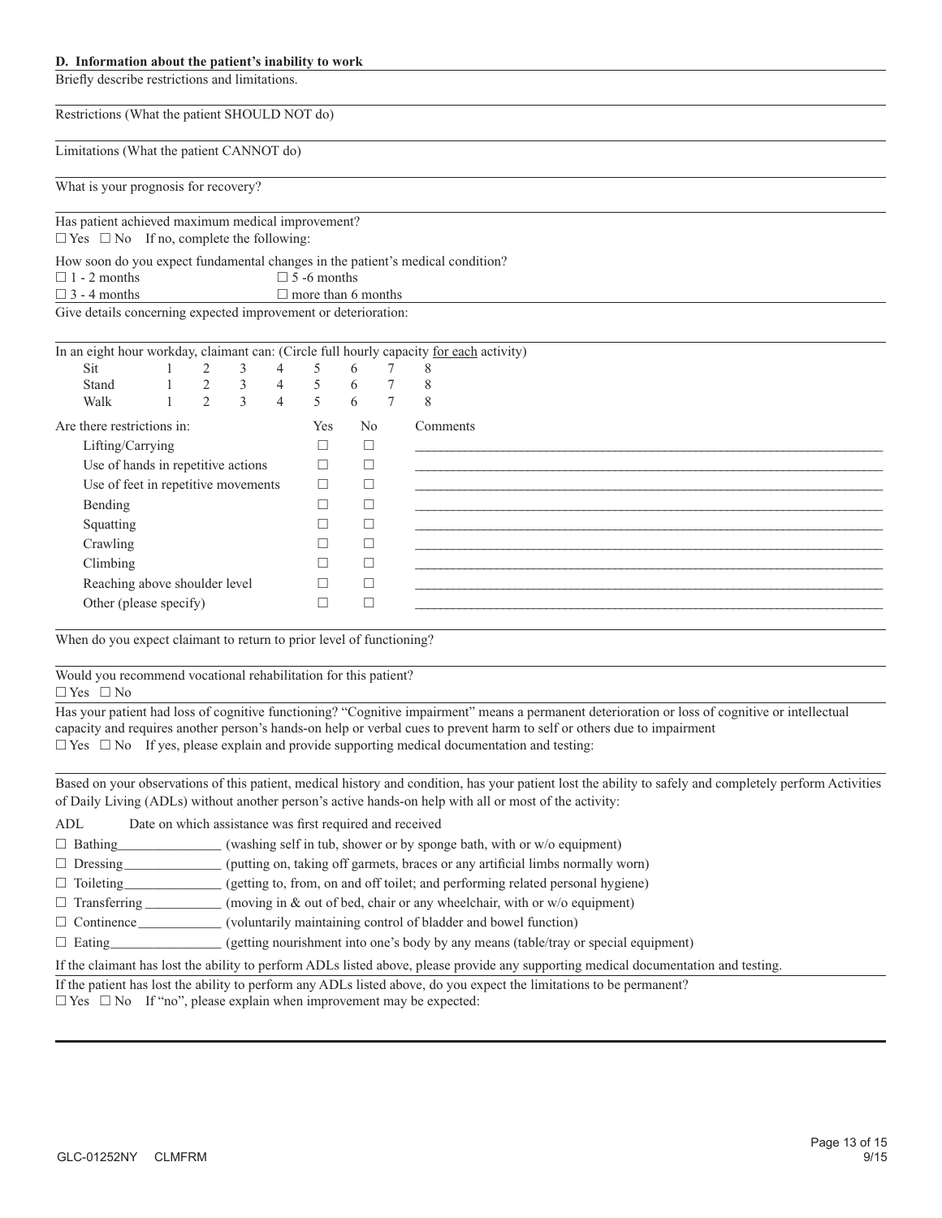## D. Information about the patient's inability to work

Briefly describe restrictions and limitations.

Restrictions (What the patient SHOULD NOT do)

Limitations (What the patient CANNOT do)

What is your prognosis for recovery?

Has patient achieved maximum medical improvement?
☐ Yes ☐ No If no, complete the following:

How soon do you expect fundamental changes in the patient's medical condition?

☐ 1 - 2 months ☐ 5 -6 months
☐ 3 - 4 months ☐ more than 6 months

Give details concerning expected improvement or deterioration:

In an eight hour workday, claimant can: (Circle full hourly capacity for each activity)

| | | | | | | | | |
|---|---|---|---|---|---|---|---|---|
| Sit | 1 | 2 | 3 | 4 | 5 | 6 | 7 | 8 |
| Stand | 1 | 2 | 3 | 4 | 5 | 6 | 7 | 8 |
| Walk | 1 | 2 | 3 | 4 | 5 | 6 | 7 | 8 |

| Are there restrictions in: | Yes | No | Comments |
|---|---|---|---|
| Lifting/Carrying | ☐ | ☐ | ______________________ |
| Use of hands in repetitive actions | ☐ | ☐ | ______________________ |
| Use of feet in repetitive movements | ☐ | ☐ | ______________________ |
| Bending | ☐ | ☐ | ______________________ |
| Squatting | ☐ | ☐ | ______________________ |
| Crawling | ☐ | ☐ | ______________________ |
| Climbing | ☐ | ☐ | ______________________ |
| Reaching above shoulder level | ☐ | ☐ | ______________________ |
| Other (please specify) | ☐ | ☐ | ______________________ |

When do you expect claimant to return to prior level of functioning?

Would you recommend vocational rehabilitation for this patient?
☐ Yes ☐ No

Has your patient had loss of cognitive functioning? "Cognitive impairment" means a permanent deterioration or loss of cognitive or intellectual capacity and requires another person's hands-on help or verbal cues to prevent harm to self or others due to impairment
☐ Yes ☐ No If yes, please explain and provide supporting medical documentation and testing:

Based on your observations of this patient, medical history and condition, has your patient lost the ability to safely and completely perform Activities of Daily Living (ADLs) without another person's active hands-on help with all or most of the activity:

ADL Date on which assistance was first required and received

☐ Bathing_______________ (washing self in tub, shower or by sponge bath, with or w/o equipment)
☐ Dressing______________ (putting on, taking off garmets, braces or any artificial limbs normally worn)
☐ Toileting______________ (getting to, from, on and off toilet; and performing related personal hygiene)
☐ Transferring ___________ (moving in & out of bed, chair or any wheelchair, with or w/o equipment)
☐ Continence____________ (voluntarily maintaining control of bladder and bowel function)
☐ Eating________________ (getting nourishment into one's body by any means (table/tray or special equipment)

If the claimant has lost the ability to perform ADLs listed above, please provide any supporting medical documentation and testing.

If the patient has lost the ability to perform any ADLs listed above, do you expect the limitations to be permanent?
☐ Yes ☐ No If "no", please explain when improvement may be expected:

GLC-01252NY CLMFRM 9/15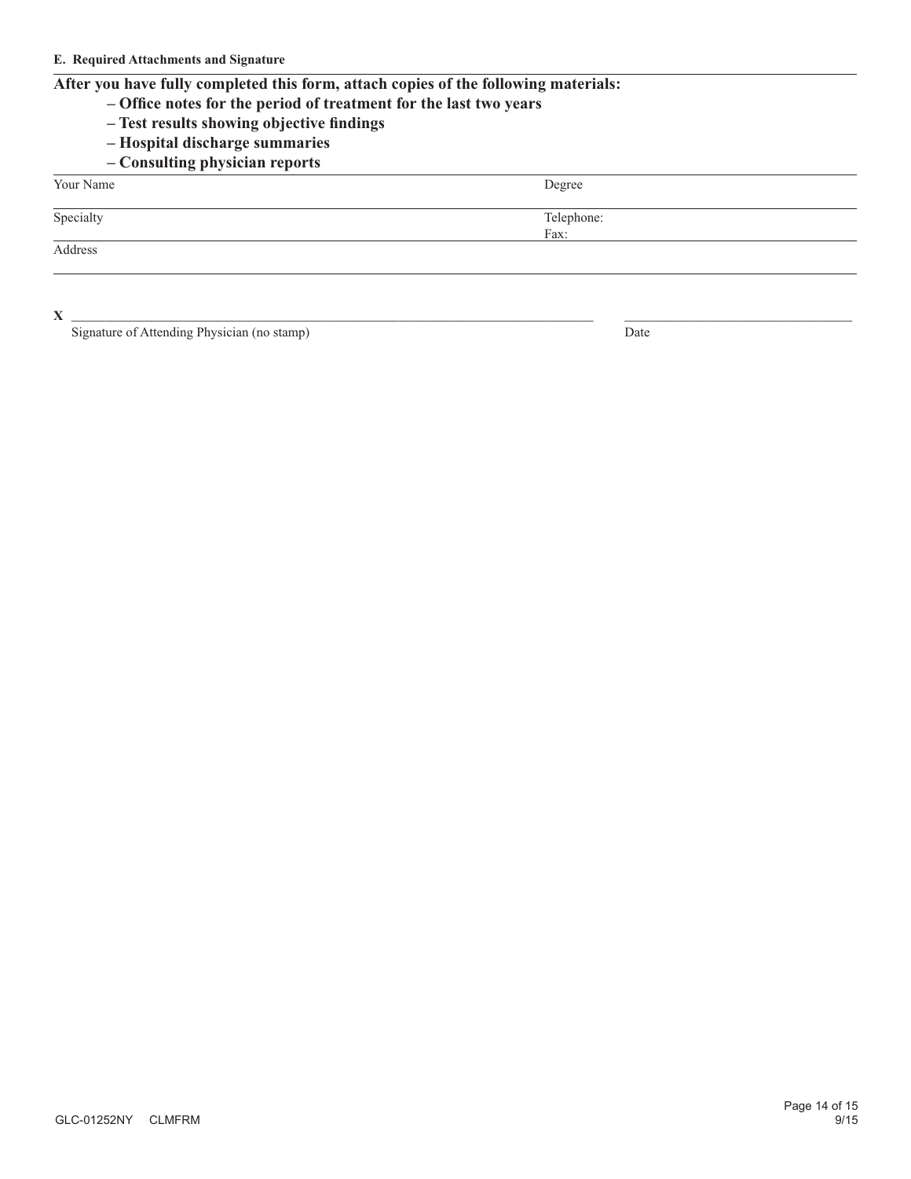**E. Required Attachments and Signature**

**After you have fully completed this form, attach copies of the following materials:**

- **Office notes for the period of treatment for the last two years**
- **Test results showing objective findings**
- **Hospital discharge summaries**
- **Consulting physician reports**

| Your Name | Degree |
|---|---|
| Specialty | Telephone:<br>Fax: |
| Address | |

X ______________________________________________ ______________________

Signature of Attending Physician (no stamp) Date

GLC-01252NY CLMFRM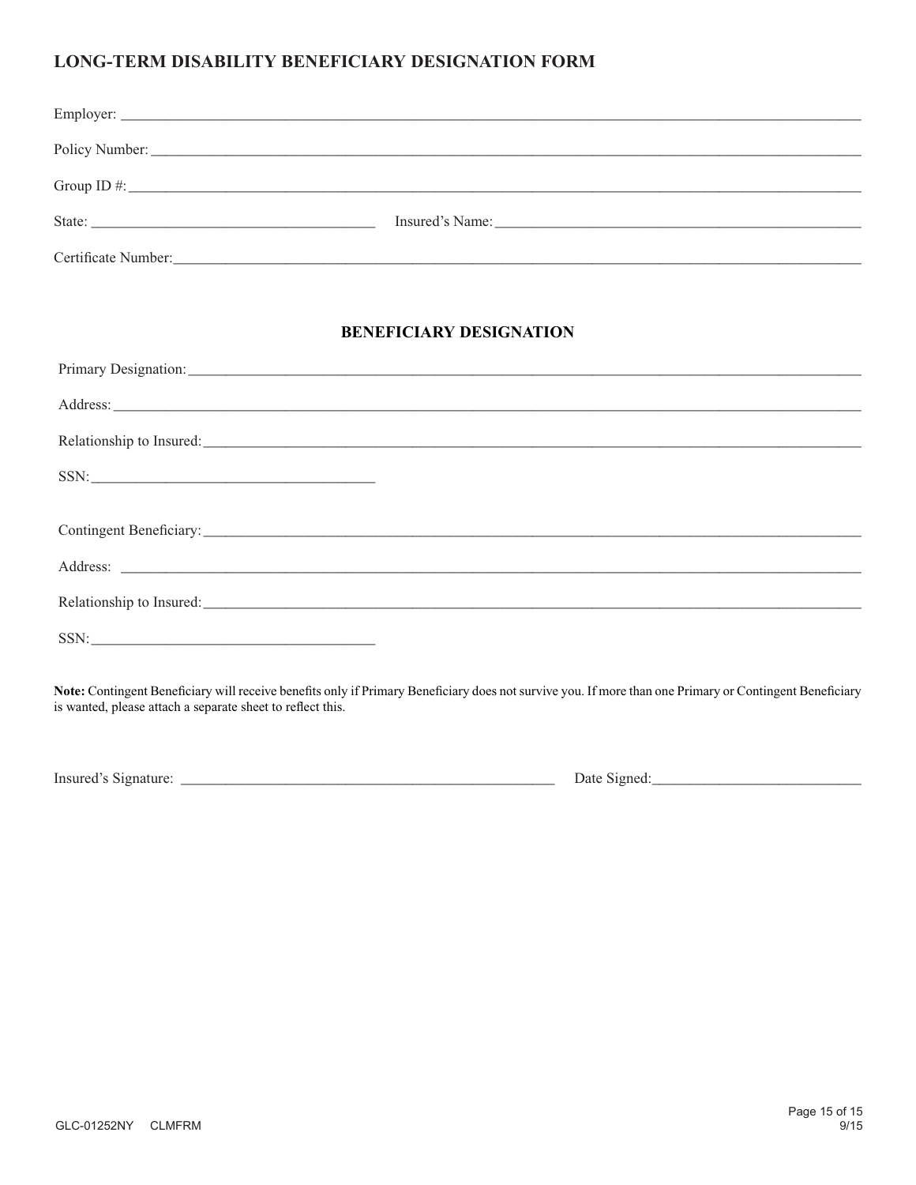# LONG-TERM DISABILITY BENEFICIARY DESIGNATION FORM

Employer: ____________________________________________________________

Policy Number: ____________________________________________________________

Group ID #: ____________________________________________________________

State: ______________________ Insured's Name: ______________________________

Certificate Number: ____________________________________________________________

## BENEFICIARY DESIGNATION

Primary Designation: ____________________________________________________________

Address: ____________________________________________________________

Relationship to Insured: ____________________________________________________________

SSN: ______________________

Contingent Beneficiary: ____________________________________________________________

Address: ____________________________________________________________

Relationship to Insured: ____________________________________________________________

SSN: ______________________

**Note:** Contingent Beneficiary will receive benefits only if Primary Beneficiary does not survive you. If more than one Primary or Contingent Beneficiary is wanted, please attach a separate sheet to reflect this.

Insured's Signature: ______________________________ Date Signed: ______________________

GLC-01252NY CLMFRM

9/15